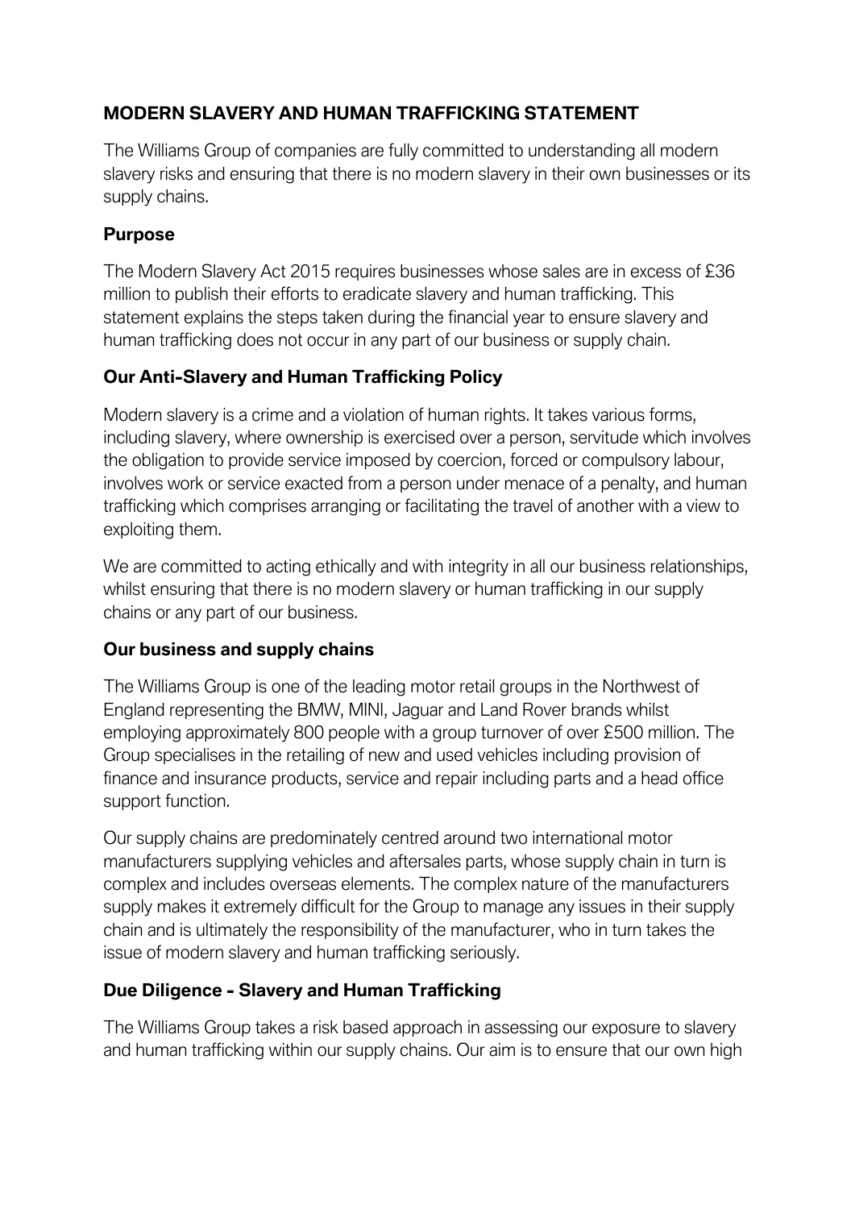# MODERN SLAVERY AND HUMAN TRAFFICKING STATEMENT

The Williams Group of companies are fully committed to understanding all modern slavery risks and ensuring that there is no modern slavery in their own businesses or its supply chains.

## Purpose

The Modern Slavery Act 2015 requires businesses whose sales are in excess of £36 million to publish their efforts to eradicate slavery and human trafficking. This statement explains the steps taken during the financial year to ensure slavery and human trafficking does not occur in any part of our business or supply chain.

## Our Anti-Slavery and Human Trafficking Policy

Modern slavery is a crime and a violation of human rights. It takes various forms, including slavery, where ownership is exercised over a person, servitude which involves the obligation to provide service imposed by coercion, forced or compulsory labour, involves work or service exacted from a person under menace of a penalty, and human trafficking which comprises arranging or facilitating the travel of another with a view to exploiting them.

We are committed to acting ethically and with integrity in all our business relationships, whilst ensuring that there is no modern slavery or human trafficking in our supply chains or any part of our business.

## Our business and supply chains

The Williams Group is one of the leading motor retail groups in the Northwest of England representing the BMW, MINI, Jaguar and Land Rover brands whilst employing approximately 800 people with a group turnover of over £500 million. The Group specialises in the retailing of new and used vehicles including provision of finance and insurance products, service and repair including parts and a head office support function.

Our supply chains are predominately centred around two international motor manufacturers supplying vehicles and aftersales parts, whose supply chain in turn is complex and includes overseas elements. The complex nature of the manufacturers supply makes it extremely difficult for the Group to manage any issues in their supply chain and is ultimately the responsibility of the manufacturer, who in turn takes the issue of modern slavery and human trafficking seriously.

## Due Diligence - Slavery and Human Trafficking

The Williams Group takes a risk based approach in assessing our exposure to slavery and human trafficking within our supply chains. Our aim is to ensure that our own high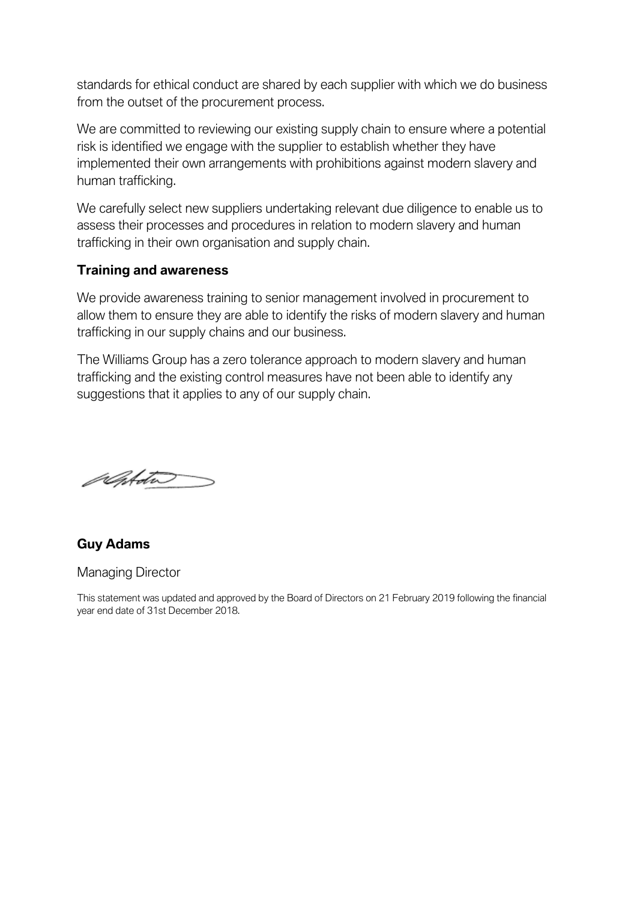standards for ethical conduct are shared by each supplier with which we do business from the outset of the procurement process.

We are committed to reviewing our existing supply chain to ensure where a potential risk is identified we engage with the supplier to establish whether they have implemented their own arrangements with prohibitions against modern slavery and human trafficking.

We carefully select new suppliers undertaking relevant due diligence to enable us to assess their processes and procedures in relation to modern slavery and human trafficking in their own organisation and supply chain.

**Training and awareness**

We provide awareness training to senior management involved in procurement to allow them to ensure they are able to identify the risks of modern slavery and human trafficking in our supply chains and our business.

The Williams Group has a zero tolerance approach to modern slavery and human trafficking and the existing control measures have not been able to identify any suggestions that it applies to any of our supply chain.

**Guy Adams**

Managing Director

This statement was updated and approved by the Board of Directors on 21 February 2019 following the financial year end date of 31st December 2018.